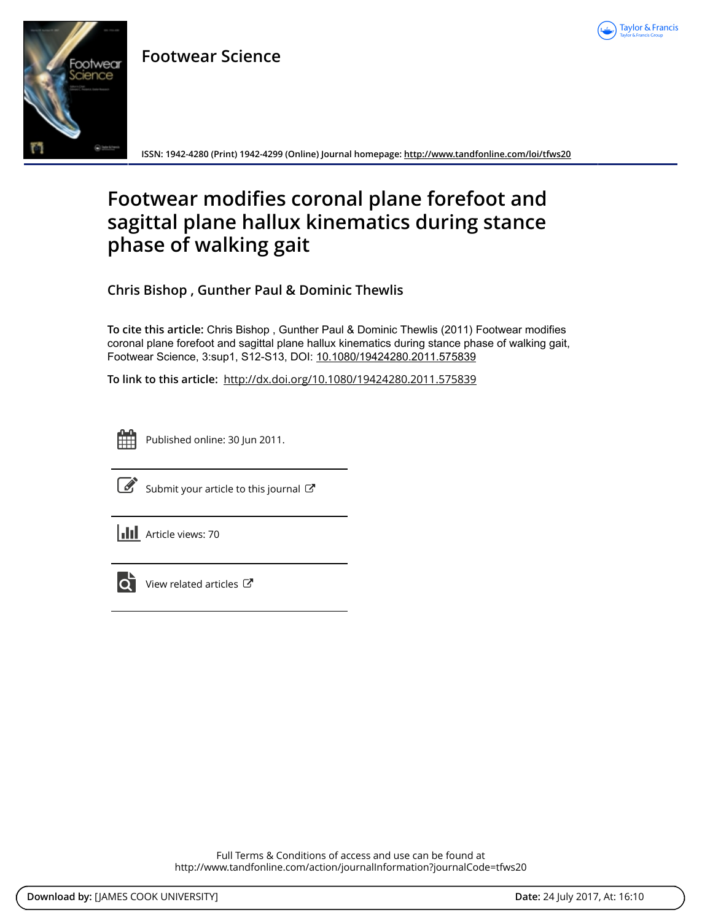Footwear Science

ISSN: 1942-4280 (Print) 1942-4299 (Online) Journal homepage: http://www.tandfonline.com/loi/tfws20

# Footwear modifies coronal plane forefoot and sagittal plane hallux kinematics during stance phase of walking gait

**Chris Bishop , Gunther Paul & Dominic Thewlis**

**To cite this article:** Chris Bishop , Gunther Paul & Dominic Thewlis (2011) Footwear modifies coronal plane forefoot and sagittal plane hallux kinematics during stance phase of walking gait, Footwear Science, 3:sup1, S12-S13, DOI: 10.1080/19424280.2011.575839

**To link to this article:** http://dx.doi.org/10.1080/19424280.2011.575839

Published online: 30 Jun 2011.

Submit your article to this journal

Article views: 70

View related articles

Full Terms & Conditions of access and use can be found at
http://www.tandfonline.com/action/journalInformation?journalCode=tfws20

**Download by:** [JAMES COOK UNIVERSITY] **Date:** 24 July 2017, At: 16:10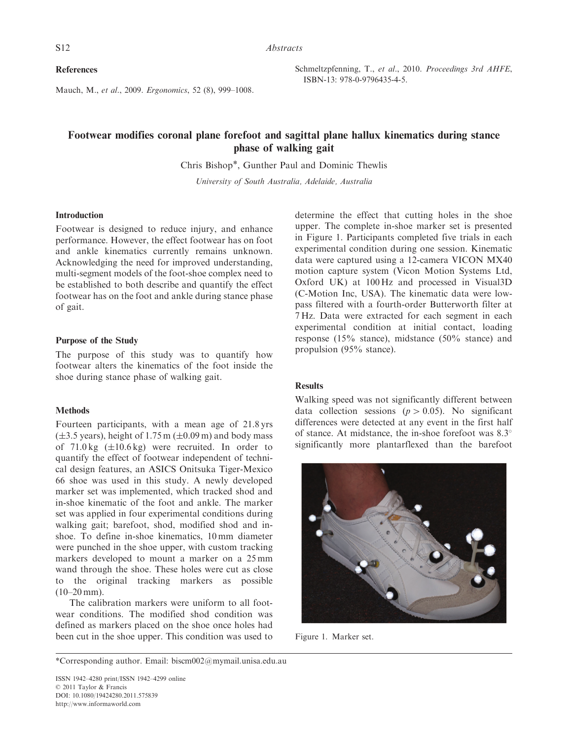## References

Mauch, M., *et al*., 2009. *Ergonomics*, 52 (8), 999–1008.

Schmeltzpfenning, T., *et al*., 2010. *Proceedings 3rd AHFE*, ISBN-13: 978-0-9796435-4-5.

# Footwear modifies coronal plane forefoot and sagittal plane hallux kinematics during stance phase of walking gait

Chris Bishop*, Gunther Paul and Dominic Thewlis

*University of South Australia, Adelaide, Australia*

### Introduction

Footwear is designed to reduce injury, and enhance performance. However, the effect footwear has on foot and ankle kinematics currently remains unknown. Acknowledging the need for improved understanding, multi-segment models of the foot-shoe complex need to be established to both describe and quantify the effect footwear has on the foot and ankle during stance phase of gait.

### Purpose of the Study

The purpose of this study was to quantify how footwear alters the kinematics of the foot inside the shoe during stance phase of walking gait.

### Methods

Fourteen participants, with a mean age of 21.8 yrs ($\pm$3.5 years), height of 1.75 m ($\pm$0.09 m) and body mass of 71.0 kg ($\pm$10.6 kg) were recruited. In order to quantify the effect of footwear independent of technical design features, an ASICS Onitsuka Tiger-Mexico 66 shoe was used in this study. A newly developed marker set was implemented, which tracked shod and in-shoe kinematic of the foot and ankle. The marker set was applied in four experimental conditions during walking gait; barefoot, shod, modified shod and in-shoe. To define in-shoe kinematics, 10 mm diameter were punched in the shoe upper, with custom tracking markers developed to mount a marker on a 25 mm wand through the shoe. These holes were cut as close to the original tracking markers as possible (10–20 mm).

The calibration markers were uniform to all footwear conditions. The modified shod condition was defined as markers placed on the shoe once holes had been cut in the shoe upper. This condition was used to determine the effect that cutting holes in the shoe upper. The complete in-shoe marker set is presented in Figure 1. Participants completed five trials in each experimental condition during one session. Kinematic data were captured using a 12-camera VICON MX40 motion capture system (Vicon Motion Systems Ltd, Oxford UK) at 100 Hz and processed in Visual3D (C-Motion Inc, USA). The kinematic data were low-pass filtered with a fourth-order Butterworth filter at 7 Hz. Data were extracted for each segment in each experimental condition at initial contact, loading response (15% stance), midstance (50% stance) and propulsion (95% stance).

### Results

Walking speed was not significantly different between data collection sessions ($p > 0.05$). No significant differences were detected at any event in the first half of stance. At midstance, the in-shoe forefoot was 8.3° significantly more plantarflexed than the barefoot

Figure 1. Marker set.

*Corresponding author. Email: biscm002@mymail.unisa.edu.au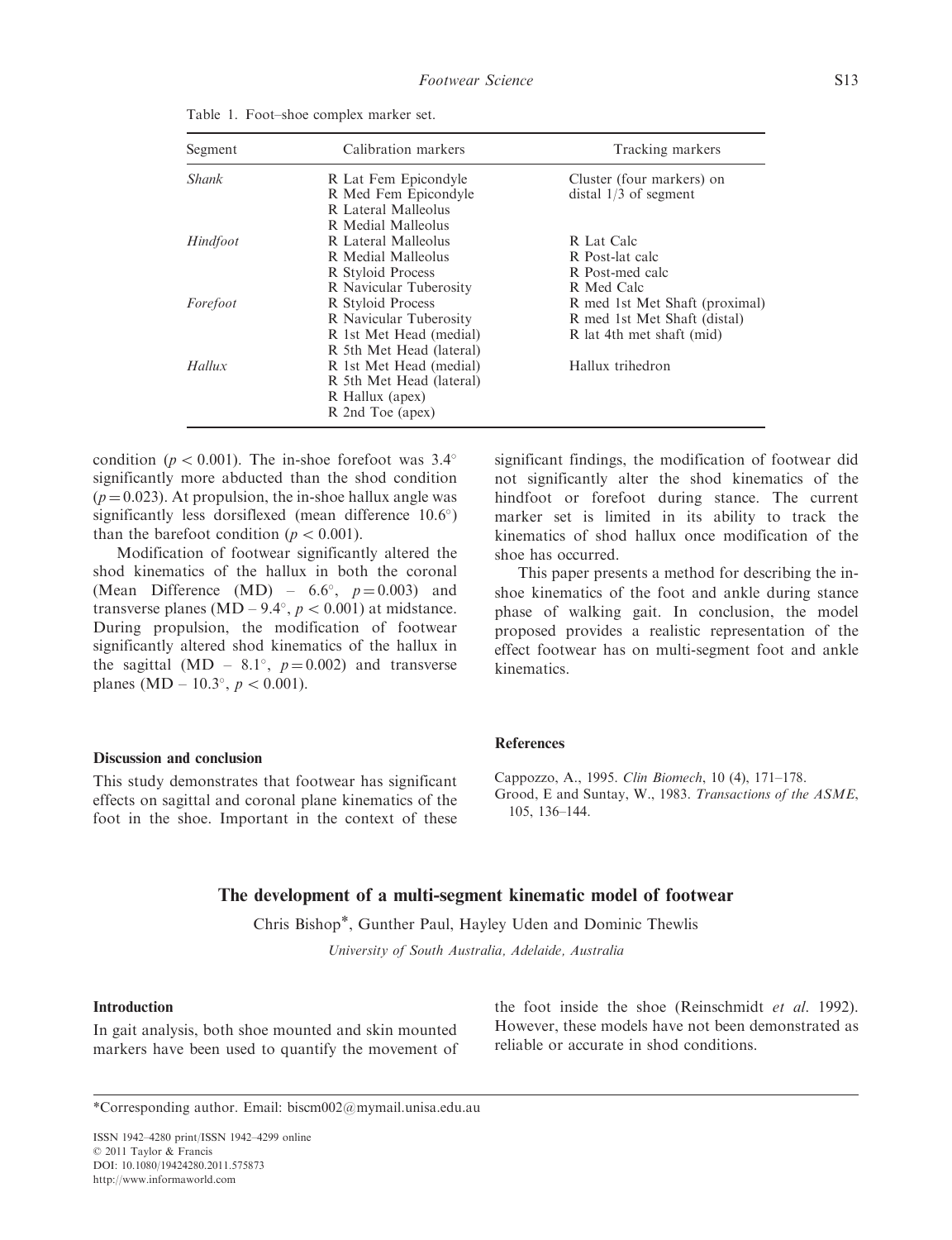Table 1. Foot–shoe complex marker set.

| Segment | Calibration markers | Tracking markers |
|---|---|---|
| *Shank* | R Lat Fem Epicondyle<br>R Med Fem Epicondyle<br>R Lateral Malleolus<br>R Medial Malleolus | Cluster (four markers) on distal 1/3 of segment |
| *Hindfoot* | R Lateral Malleolus<br>R Medial Malleolus<br>R Styloid Process<br>R Navicular Tuberosity | R Lat Calc<br>R Post-lat calc<br>R Post-med calc<br>R Med Calc |
| *Forefoot* | R Styloid Process<br>R Navicular Tuberosity<br>R 1st Met Head (medial)<br>R 5th Met Head (lateral) | R med 1st Met Shaft (proximal)<br>R med 1st Met Shaft (distal)<br>R lat 4th met shaft (mid) |
| *Hallux* | R 1st Met Head (medial)<br>R 5th Met Head (lateral)<br>R Hallux (apex)<br>R 2nd Toe (apex) | Hallux trihedron |

condition ($p < 0.001$). The in-shoe forefoot was 3.4° significantly more abducted than the shod condition ($p = 0.023$). At propulsion, the in-shoe hallux angle was significantly less dorsiflexed (mean difference 10.6°) than the barefoot condition ($p < 0.001$).

Modification of footwear significantly altered the shod kinematics of the hallux in both the coronal (Mean Difference (MD) – 6.6°, $p = 0.003$) and transverse planes (MD – 9.4°, $p < 0.001$) at midstance. During propulsion, the modification of footwear significantly altered shod kinematics of the hallux in the sagittal (MD – 8.1°, $p = 0.002$) and transverse planes (MD – 10.3°, $p < 0.001$).

**Discussion and conclusion**

This study demonstrates that footwear has significant effects on sagittal and coronal plane kinematics of the foot in the shoe. Important in the context of these significant findings, the modification of footwear did not significantly alter the shod kinematics of the hindfoot or forefoot during stance. The current marker set is limited in its ability to track the kinematics of shod hallux once modification of the shoe has occurred.

This paper presents a method for describing the in-shoe kinematics of the foot and ankle during stance phase of walking gait. In conclusion, the model proposed provides a realistic representation of the effect footwear has on multi-segment foot and ankle kinematics.

**References**

Cappozzo, A., 1995. *Clin Biomech*, 10 (4), 171–178.

Grood, E and Suntay, W., 1983. *Transactions of the ASME*, 105, 136–144.

## The development of a multi-segment kinematic model of footwear

Chris Bishop*, Gunther Paul, Hayley Uden and Dominic Thewlis

*University of South Australia, Adelaide, Australia*

**Introduction**

In gait analysis, both shoe mounted and skin mounted markers have been used to quantify the movement of the foot inside the shoe (Reinschmidt *et al.* 1992). However, these models have not been demonstrated as reliable or accurate in shod conditions.

*Corresponding author. Email: biscm002@mymail.unisa.edu.au